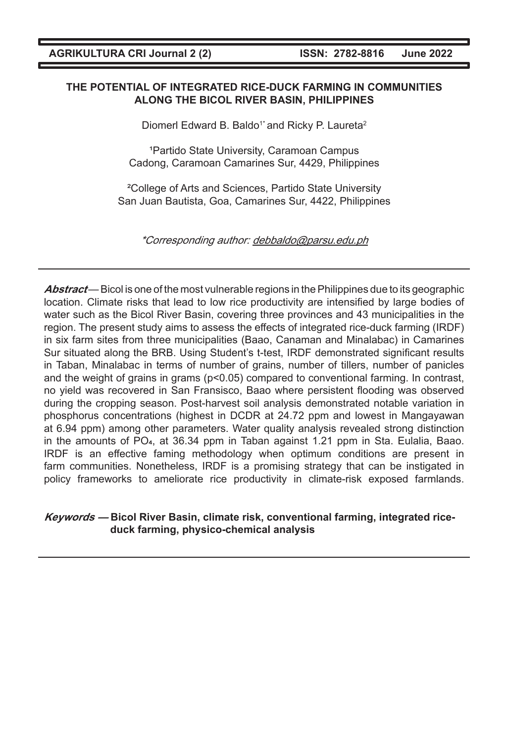# THE POTENTIAL OF INTEGRATED RICE-DUCK FARMING IN COMMUNITIES ALONG THE BICOL RIVER BASIN, PHILIPPINES

Diomerl Edward B. Baldo[1*] and Ricky P. Laureta[2]

[1]Partido State University, Caramoan Campus
Cadong, Caramoan Camarines Sur, 4429, Philippines

[2]College of Arts and Sciences, Partido State University
San Juan Bautista, Goa, Camarines Sur, 4422, Philippines

*Corresponding author: debbaldo@parsu.edu.ph

---

***Abstract*** — Bicol is one of the most vulnerable regions in the Philippines due to its geographic location. Climate risks that lead to low rice productivity are intensified by large bodies of water such as the Bicol River Basin, covering three provinces and 43 municipalities in the region. The present study aims to assess the effects of integrated rice-duck farming (IRDF) in six farm sites from three municipalities (Baao, Canaman and Minalabac) in Camarines Sur situated along the BRB. Using Student's t-test, IRDF demonstrated significant results in Taban, Minalabac in terms of number of grains, number of tillers, number of panicles and the weight of grains in grams ($p<0.05$) compared to conventional farming. In contrast, no yield was recovered in San Fransisco, Baao where persistent flooding was observed during the cropping season. Post-harvest soil analysis demonstrated notable variation in phosphorus concentrations (highest in DCDR at 24.72 ppm and lowest in Mangayawan at 6.94 ppm) among other parameters. Water quality analysis revealed strong distinction in the amounts of $PO_4$, at 36.34 ppm in Taban against 1.21 ppm in Sta. Eulalia, Baao. IRDF is an effective faming methodology when optimum conditions are present in farm communities. Nonetheless, IRDF is a promising strategy that can be instigated in policy frameworks to ameliorate rice productivity in climate-risk exposed farmlands.

***Keywords*** — **Bicol River Basin, climate risk, conventional farming, integrated rice-duck farming, physico-chemical analysis**

---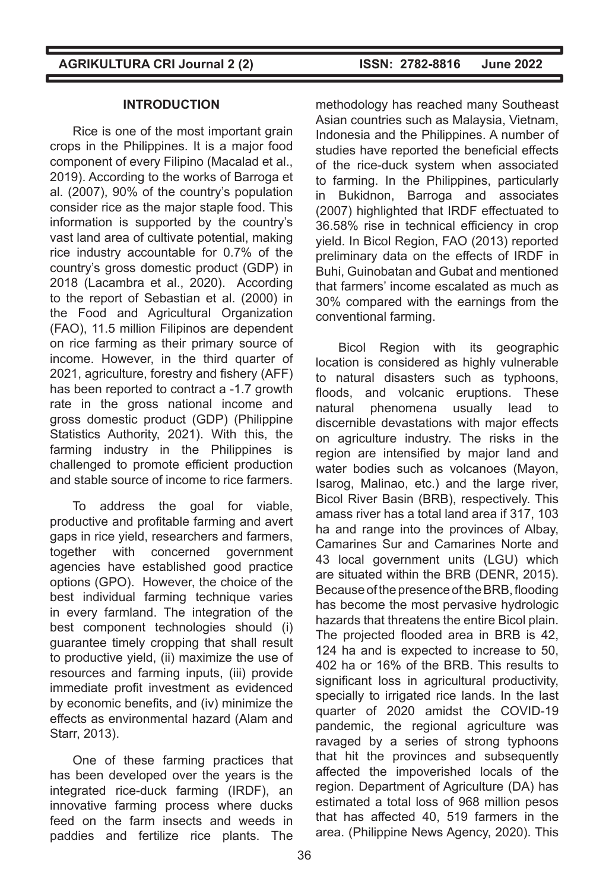## INTRODUCTION

Rice is one of the most important grain crops in the Philippines. It is a major food component of every Filipino (Macalad et al., 2019). According to the works of Barroga et al. (2007), 90% of the country's population consider rice as the major staple food. This information is supported by the country's vast land area of cultivate potential, making rice industry accountable for 0.7% of the country's gross domestic product (GDP) in 2018 (Lacambra et al., 2020). According to the report of Sebastian et al. (2000) in the Food and Agricultural Organization (FAO), 11.5 million Filipinos are dependent on rice farming as their primary source of income. However, in the third quarter of 2021, agriculture, forestry and fishery (AFF) has been reported to contract a -1.7 growth rate in the gross national income and gross domestic product (GDP) (Philippine Statistics Authority, 2021). With this, the farming industry in the Philippines is challenged to promote efficient production and stable source of income to rice farmers.

To address the goal for viable, productive and profitable farming and avert gaps in rice yield, researchers and farmers, together with concerned government agencies have established good practice options (GPO). However, the choice of the best individual farming technique varies in every farmland. The integration of the best component technologies should (i) guarantee timely cropping that shall result to productive yield, (ii) maximize the use of resources and farming inputs, (iii) provide immediate profit investment as evidenced by economic benefits, and (iv) minimize the effects as environmental hazard (Alam and Starr, 2013).

One of these farming practices that has been developed over the years is the integrated rice-duck farming (IRDF), an innovative farming process where ducks feed on the farm insects and weeds in paddies and fertilize rice plants. The methodology has reached many Southeast Asian countries such as Malaysia, Vietnam, Indonesia and the Philippines. A number of studies have reported the beneficial effects of the rice-duck system when associated to farming. In the Philippines, particularly in Bukidnon, Barroga and associates (2007) highlighted that IRDF effectuated to 36.58% rise in technical efficiency in crop yield. In Bicol Region, FAO (2013) reported preliminary data on the effects of IRDF in Buhi, Guinobatan and Gubat and mentioned that farmers' income escalated as much as 30% compared with the earnings from the conventional farming.

Bicol Region with its geographic location is considered as highly vulnerable to natural disasters such as typhoons, floods, and volcanic eruptions. These natural phenomena usually lead to discernible devastations with major effects on agriculture industry. The risks in the region are intensified by major land and water bodies such as volcanoes (Mayon, Isarog, Malinao, etc.) and the large river, Bicol River Basin (BRB), respectively. This amass river has a total land area if 317, 103 ha and range into the provinces of Albay, Camarines Sur and Camarines Norte and 43 local government units (LGU) which are situated within the BRB (DENR, 2015). Because of the presence of the BRB, flooding has become the most pervasive hydrologic hazards that threatens the entire Bicol plain. The projected flooded area in BRB is 42, 124 ha and is expected to increase to 50, 402 ha or 16% of the BRB. This results to significant loss in agricultural productivity, specially to irrigated rice lands. In the last quarter of 2020 amidst the COVID-19 pandemic, the regional agriculture was ravaged by a series of strong typhoons that hit the provinces and subsequently affected the impoverished locals of the region. Department of Agriculture (DA) has estimated a total loss of 968 million pesos that has affected 40, 519 farmers in the area. (Philippine News Agency, 2020). This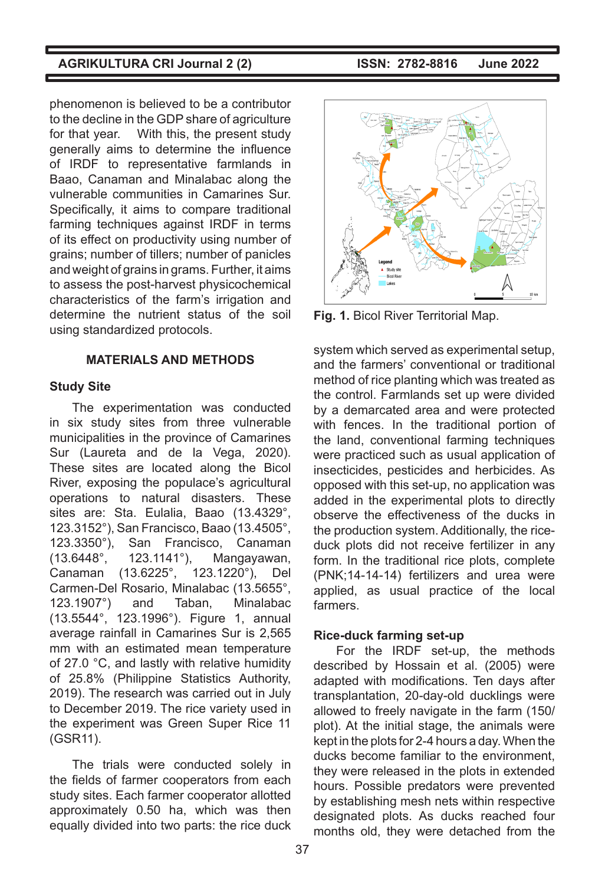phenomenon is believed to be a contributor to the decline in the GDP share of agriculture for that year. With this, the present study generally aims to determine the influence of IRDF to representative farmlands in Baao, Canaman and Minalabac along the vulnerable communities in Camarines Sur. Specifically, it aims to compare traditional farming techniques against IRDF in terms of its effect on productivity using number of grains; number of tillers; number of panicles and weight of grains in grams. Further, it aims to assess the post-harvest physicochemical characteristics of the farm's irrigation and determine the nutrient status of the soil using standardized protocols.

## MATERIALS AND METHODS

### Study Site

The experimentation was conducted in six study sites from three vulnerable municipalities in the province of Camarines Sur (Laureta and de la Vega, 2020). These sites are located along the Bicol River, exposing the populace's agricultural operations to natural disasters. These sites are: Sta. Eulalia, Baao (13.4329°, 123.3152°), San Francisco, Baao (13.4505°, 123.3350°), San Francisco, Canaman (13.6448°, 123.1141°), Mangayawan, Canaman (13.6225°, 123.1220°), Del Carmen-Del Rosario, Minalabac (13.5655°, 123.1907°) and Taban, Minalabac (13.5544°, 123.1996°). Figure 1, annual average rainfall in Camarines Sur is 2,565 mm with an estimated mean temperature of 27.0 °C, and lastly with relative humidity of 25.8% (Philippine Statistics Authority, 2019). The research was carried out in July to December 2019. The rice variety used in the experiment was Green Super Rice 11 (GSR11).

The trials were conducted solely in the fields of farmer cooperators from each study sites. Each farmer cooperator allotted approximately 0.50 ha, which was then equally divided into two parts: the rice duck system which served as experimental setup, and the farmers' conventional or traditional method of rice planting which was treated as the control. Farmlands set up were divided by a demarcated area and were protected with fences. In the traditional portion of the land, conventional farming techniques were practiced such as usual application of insecticides, pesticides and herbicides. As opposed with this set-up, no application was added in the experimental plots to directly observe the effectiveness of the ducks in the production system. Additionally, the rice-duck plots did not receive fertilizer in any form. In the traditional rice plots, complete (PNK;14-14-14) fertilizers and urea were applied, as usual practice of the local farmers.

**Fig. 1.** Bicol River Territorial Map.

### Rice-duck farming set-up

For the IRDF set-up, the methods described by Hossain et al. (2005) were adapted with modifications. Ten days after transplantation, 20-day-old ducklings were allowed to freely navigate in the farm (150/plot). At the initial stage, the animals were kept in the plots for 2-4 hours a day. When the ducks become familiar to the environment, they were released in the plots in extended hours. Possible predators were prevented by establishing mesh nets within respective designated plots. As ducks reached four months old, they were detached from the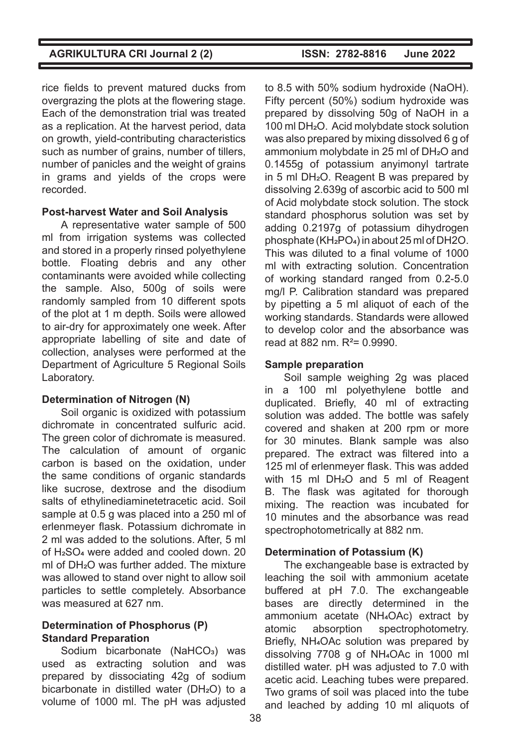rice fields to prevent matured ducks from overgrazing the plots at the flowering stage. Each of the demonstration trial was treated as a replication. At the harvest period, data on growth, yield-contributing characteristics such as number of grains, number of tillers, number of panicles and the weight of grains in grams and yields of the crops were recorded.

**Post-harvest Water and Soil Analysis**

A representative water sample of 500 ml from irrigation systems was collected and stored in a properly rinsed polyethylene bottle. Floating debris and any other contaminants were avoided while collecting the sample. Also, 500g of soils were randomly sampled from 10 different spots of the plot at 1 m depth. Soils were allowed to air-dry for approximately one week. After appropriate labelling of site and date of collection, analyses were performed at the Department of Agriculture 5 Regional Soils Laboratory.

**Determination of Nitrogen (N)**

Soil organic is oxidized with potassium dichromate in concentrated sulfuric acid. The green color of dichromate is measured. The calculation of amount of organic carbon is based on the oxidation, under the same conditions of organic standards like sucrose, dextrose and the disodium salts of ethylinediaminetetracetic acid. Soil sample at 0.5 g was placed into a 250 ml of erlenmeyer flask. Potassium dichromate in 2 ml was added to the solutions. After, 5 ml of $H_2SO_4$ were added and cooled down. 20 ml of $DH_2O$ was further added. The mixture was allowed to stand over night to allow soil particles to settle completely. Absorbance was measured at 627 nm.

**Determination of Phosphorus (P)**
**Standard Preparation**

Sodium bicarbonate ($NaHCO_3$) was used as extracting solution and was prepared by dissociating 42g of sodium bicarbonate in distilled water ($DH_2O$) to a volume of 1000 ml. The pH was adjusted to 8.5 with 50% sodium hydroxide (NaOH). Fifty percent (50%) sodium hydroxide was prepared by dissolving 50g of NaOH in a 100 ml $DH_2O$. Acid molybdate stock solution was also prepared by mixing dissolved 6 g of ammonium molybdate in 25 ml of $DH_2O$ and 0.1455g of potassium anyimonyl tartrate in 5 ml $DH_2O$. Reagent B was prepared by dissolving 2.639g of ascorbic acid to 500 ml of Acid molybdate stock solution. The stock standard phosphorus solution was set by adding 0.2197g of potassium dihydrogen phosphate ($KH_2PO_4$) in about 25 ml of DH2O. This was diluted to a final volume of 1000 ml with extracting solution. Concentration of working standard ranged from 0.2-5.0 mg/l P. Calibration standard was prepared by pipetting a 5 ml aliquot of each of the working standards. Standards were allowed to develop color and the absorbance was read at 882 nm. $R^2$= 0.9990.

**Sample preparation**

Soil sample weighing 2g was placed in a 100 ml polyethylene bottle and duplicated. Briefly, 40 ml of extracting solution was added. The bottle was safely covered and shaken at 200 rpm or more for 30 minutes. Blank sample was also prepared. The extract was filtered into a 125 ml of erlenmeyer flask. This was added with 15 ml $DH_2O$ and 5 ml of Reagent B. The flask was agitated for thorough mixing. The reaction was incubated for 10 minutes and the absorbance was read spectrophotometrically at 882 nm.

**Determination of Potassium (K)**

The exchangeable base is extracted by leaching the soil with ammonium acetate buffered at pH 7.0. The exchangeable bases are directly determined in the ammonium acetate ($NH_4OAc$) extract by atomic absorption spectrophotometry. Briefly, $NH_4OAc$ solution was prepared by dissolving 7708 g of $NH_4OAc$ in 1000 ml distilled water. pH was adjusted to 7.0 with acetic acid. Leaching tubes were prepared. Two grams of soil was placed into the tube and leached by adding 10 ml aliquots of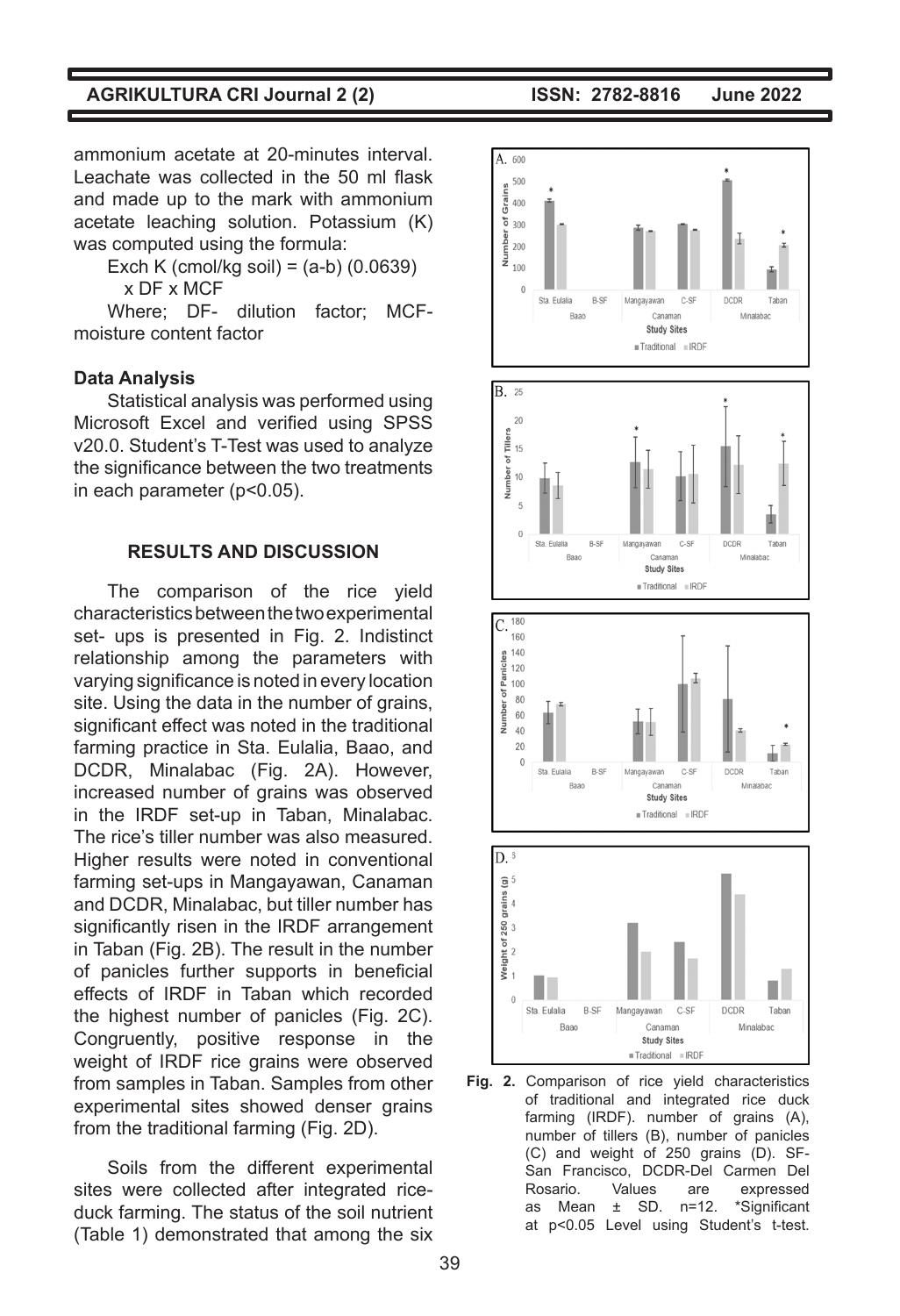ammonium acetate at 20-minutes interval. Leachate was collected in the 50 ml flask and made up to the mark with ammonium acetate leaching solution. Potassium (K) was computed using the formula:

Exch K (cmol/kg soil) = (a-b) (0.0639) x DF x MCF

Where; DF- dilution factor; MCF- moisture content factor

**Data Analysis**

Statistical analysis was performed using Microsoft Excel and verified using SPSS v20.0. Student's T-Test was used to analyze the significance between the two treatments in each parameter ($p<0.05$).

## RESULTS AND DISCUSSION

The comparison of the rice yield characteristics between the two experimental set- ups is presented in Fig. 2. Indistinct relationship among the parameters with varying significance is noted in every location site. Using the data in the number of grains, significant effect was noted in the traditional farming practice in Sta. Eulalia, Baao, and DCDR, Minalabac (Fig. 2A). However, increased number of grains was observed in the IRDF set-up in Taban, Minalabac. The rice's tiller number was also measured. Higher results were noted in conventional farming set-ups in Mangayawan, Canaman and DCDR, Minalabac, but tiller number has significantly risen in the IRDF arrangement in Taban (Fig. 2B). The result in the number of panicles further supports in beneficial effects of IRDF in Taban which recorded the highest number of panicles (Fig. 2C). Congruently, positive response in the weight of IRDF rice grains were observed from samples in Taban. Samples from other experimental sites showed denser grains from the traditional farming (Fig. 2D).

Soils from the different experimental sites were collected after integrated rice-duck farming. The status of the soil nutrient (Table 1) demonstrated that among the six

**Fig. 2.** Comparison of rice yield characteristics of traditional and integrated rice duck farming (IRDF). number of grains (A), number of tillers (B), number of panicles (C) and weight of 250 grains (D). SF- San Francisco, DCDR-Del Carmen Del Rosario. Values are expressed as Mean ± SD. n=12. *Significant at p<0.05 Level using Student's t-test.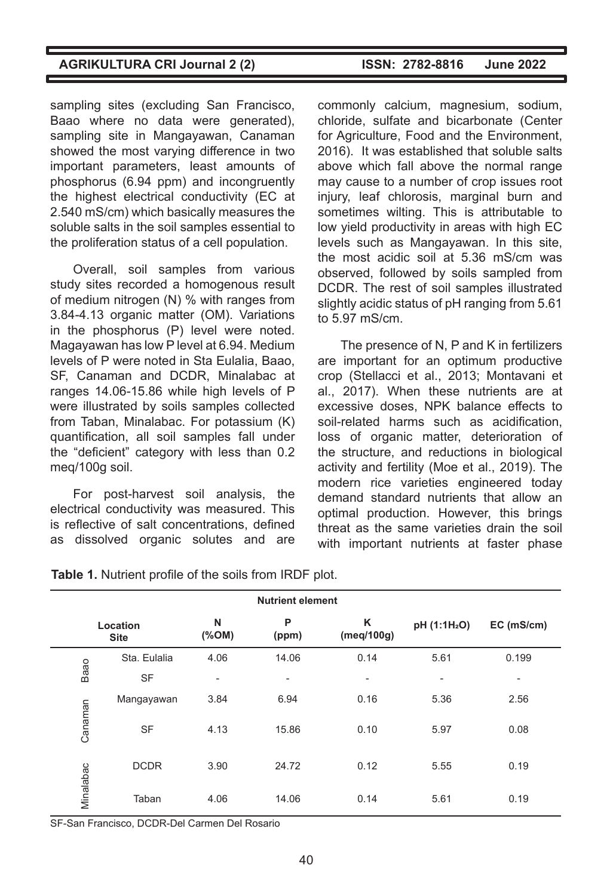sampling sites (excluding San Francisco, Baao where no data were generated), sampling site in Mangayawan, Canaman showed the most varying difference in two important parameters, least amounts of phosphorus (6.94 ppm) and incongruently the highest electrical conductivity (EC at 2.540 mS/cm) which basically measures the soluble salts in the soil samples essential to the proliferation status of a cell population.

Overall, soil samples from various study sites recorded a homogenous result of medium nitrogen (N) % with ranges from 3.84-4.13 organic matter (OM). Variations in the phosphorus (P) level were noted. Magayawan has low P level at 6.94. Medium levels of P were noted in Sta Eulalia, Baao, SF, Canaman and DCDR, Minalabac at ranges 14.06-15.86 while high levels of P were illustrated by soils samples collected from Taban, Minalabac. For potassium (K) quantification, all soil samples fall under the "deficient" category with less than 0.2 meq/100g soil.

For post-harvest soil analysis, the electrical conductivity was measured. This is reflective of salt concentrations, defined as dissolved organic solutes and are commonly calcium, magnesium, sodium, chloride, sulfate and bicarbonate (Center for Agriculture, Food and the Environment, 2016). It was established that soluble salts above which fall above the normal range may cause to a number of crop issues root injury, leaf chlorosis, marginal burn and sometimes wilting. This is attributable to low yield productivity in areas with high EC levels such as Mangayawan. In this site, the most acidic soil at 5.36 mS/cm was observed, followed by soils sampled from DCDR. The rest of soil samples illustrated slightly acidic status of pH ranging from 5.61 to 5.97 mS/cm.

The presence of N, P and K in fertilizers are important for an optimum productive crop (Stellacci et al., 2013; Montavani et al., 2017). When these nutrients are at excessive doses, NPK balance effects to soil-related harms such as acidification, loss of organic matter, deterioration of the structure, and reductions in biological activity and fertility (Moe et al., 2019). The modern rice varieties engineered today demand standard nutrients that allow an optimal production. However, this brings threat as the same varieties drain the soil with important nutrients at faster phase

**Table 1.** Nutrient profile of the soils from IRDF plot.

| Location | Site | N (%OM) | P (ppm) | K (meq/100g) | pH (1:1$H_2O$) | EC (mS/cm) |
|---|---|---|---|---|---|---|
| Baao | Sta. Eulalia | 4.06 | 14.06 | 0.14 | 5.61 | 0.199 |
| | SF | - | - | - | - | - |
| Canaman | Mangayawan | 3.84 | 6.94 | 0.16 | 5.36 | 2.56 |
| | SF | 4.13 | 15.86 | 0.10 | 5.97 | 0.08 |
| Minalabac | DCDR | 3.90 | 24.72 | 0.12 | 5.55 | 0.19 |
| | Taban | 4.06 | 14.06 | 0.14 | 5.61 | 0.19 |

SF-San Francisco, DCDR-Del Carmen Del Rosario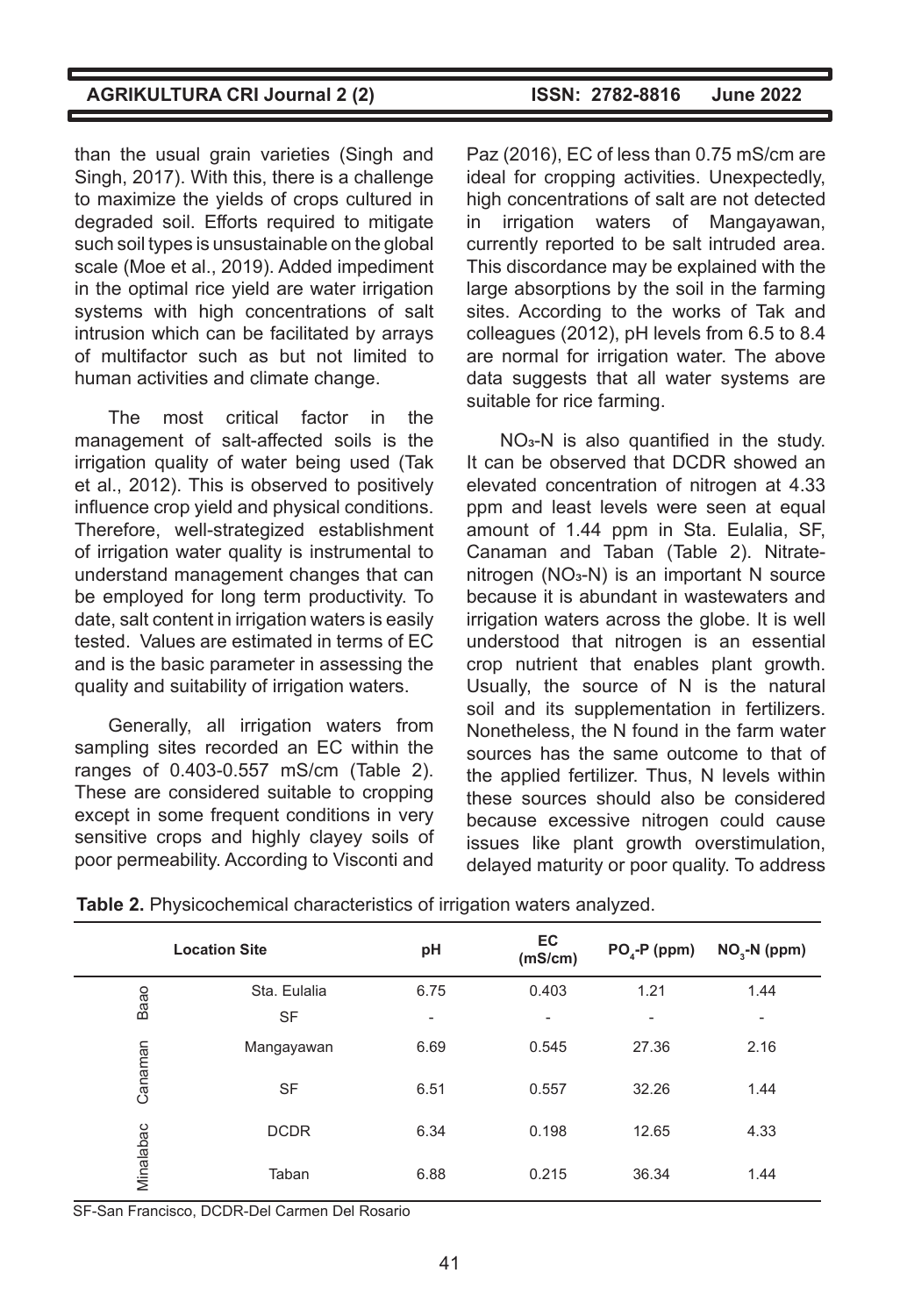than the usual grain varieties (Singh and Singh, 2017). With this, there is a challenge to maximize the yields of crops cultured in degraded soil. Efforts required to mitigate such soil types is unsustainable on the global scale (Moe et al., 2019). Added impediment in the optimal rice yield are water irrigation systems with high concentrations of salt intrusion which can be facilitated by arrays of multifactor such as but not limited to human activities and climate change.

The most critical factor in the management of salt-affected soils is the irrigation quality of water being used (Tak et al., 2012). This is observed to positively influence crop yield and physical conditions. Therefore, well-strategized establishment of irrigation water quality is instrumental to understand management changes that can be employed for long term productivity. To date, salt content in irrigation waters is easily tested. Values are estimated in terms of EC and is the basic parameter in assessing the quality and suitability of irrigation waters.

Generally, all irrigation waters from sampling sites recorded an EC within the ranges of 0.403-0.557 mS/cm (Table 2). These are considered suitable to cropping except in some frequent conditions in very sensitive crops and highly clayey soils of poor permeability. According to Visconti and Paz (2016), EC of less than 0.75 mS/cm are ideal for cropping activities. Unexpectedly, high concentrations of salt are not detected in irrigation waters of Mangayawan, currently reported to be salt intruded area. This discordance may be explained with the large absorptions by the soil in the farming sites. According to the works of Tak and colleagues (2012), pH levels from 6.5 to 8.4 are normal for irrigation water. The above data suggests that all water systems are suitable for rice farming.

$NO_3$-N is also quantified in the study. It can be observed that DCDR showed an elevated concentration of nitrogen at 4.33 ppm and least levels were seen at equal amount of 1.44 ppm in Sta. Eulalia, SF, Canaman and Taban (Table 2). Nitrate-nitrogen ($NO_3$-N) is an important N source because it is abundant in wastewaters and irrigation waters across the globe. It is well understood that nitrogen is an essential crop nutrient that enables plant growth. Usually, the source of N is the natural soil and its supplementation in fertilizers. Nonetheless, the N found in the farm water sources has the same outcome to that of the applied fertilizer. Thus, N levels within these sources should also be considered because excessive nitrogen could cause issues like plant growth overstimulation, delayed maturity or poor quality. To address

**Table 2.** Physicochemical characteristics of irrigation waters analyzed.

| Location Site | | pH | EC (mS/cm) | $PO_4$-P (ppm) | $NO_3$-N (ppm) |
|---|---|---|---|---|---|
| Baao | Sta. Eulalia | 6.75 | 0.403 | 1.21 | 1.44 |
| | SF | - | - | - | - |
| Canaman | Mangayawan | 6.69 | 0.545 | 27.36 | 2.16 |
| | SF | 6.51 | 0.557 | 32.26 | 1.44 |
| Minalabac | DCDR | 6.34 | 0.198 | 12.65 | 4.33 |
| | Taban | 6.88 | 0.215 | 36.34 | 1.44 |

SF-San Francisco, DCDR-Del Carmen Del Rosario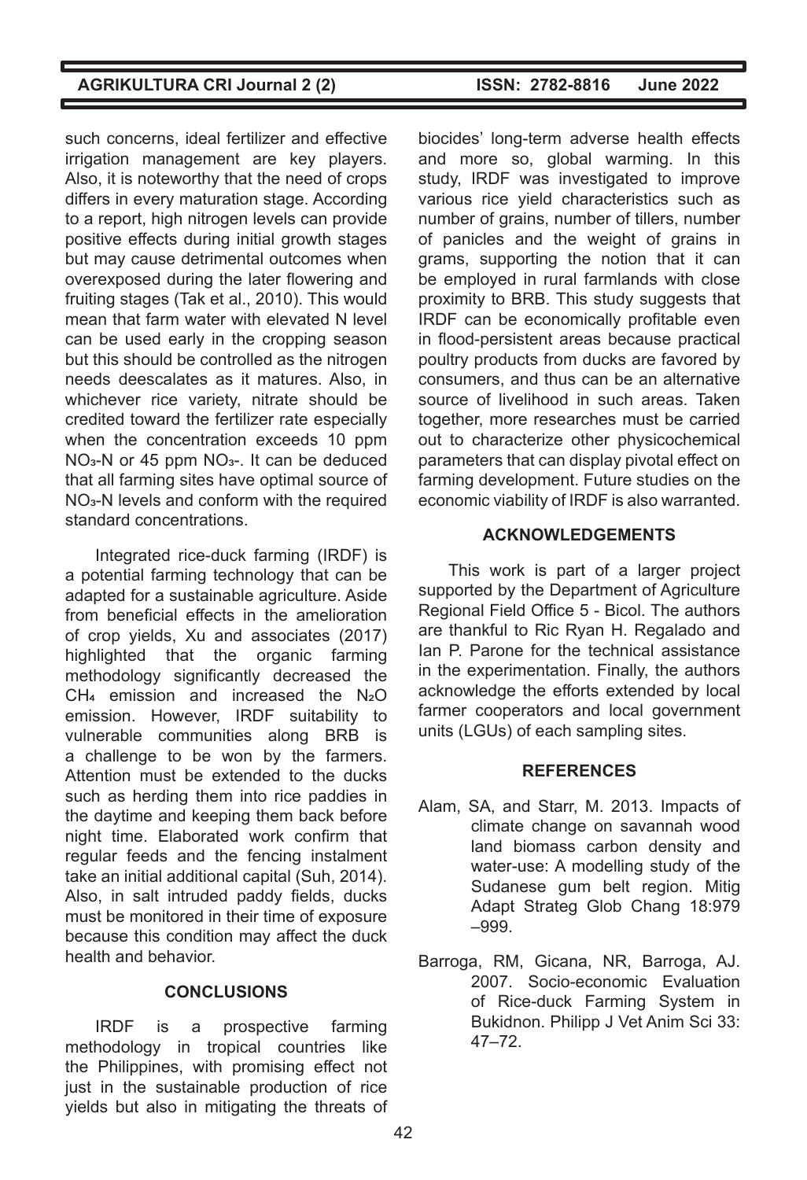such concerns, ideal fertilizer and effective irrigation management are key players. Also, it is noteworthy that the need of crops differs in every maturation stage. According to a report, high nitrogen levels can provide positive effects during initial growth stages but may cause detrimental outcomes when overexposed during the later flowering and fruiting stages (Tak et al., 2010). This would mean that farm water with elevated N level can be used early in the cropping season but this should be controlled as the nitrogen needs deescalates as it matures. Also, in whichever rice variety, nitrate should be credited toward the fertilizer rate especially when the concentration exceeds 10 ppm $NO_3$-N or 45 ppm $NO_3^-$. It can be deduced that all farming sites have optimal source of $NO_3$-N levels and conform with the required standard concentrations.

Integrated rice-duck farming (IRDF) is a potential farming technology that can be adapted for a sustainable agriculture. Aside from beneficial effects in the amelioration of crop yields, Xu and associates (2017) highlighted that the organic farming methodology significantly decreased the $CH_4$ emission and increased the $N_2O$ emission. However, IRDF suitability to vulnerable communities along BRB is a challenge to be won by the farmers. Attention must be extended to the ducks such as herding them into rice paddies in the daytime and keeping them back before night time. Elaborated work confirm that regular feeds and the fencing instalment take an initial additional capital (Suh, 2014). Also, in salt intruded paddy fields, ducks must be monitored in their time of exposure because this condition may affect the duck health and behavior.

## CONCLUSIONS

IRDF is a prospective farming methodology in tropical countries like the Philippines, with promising effect not just in the sustainable production of rice yields but also in mitigating the threats of biocides' long-term adverse health effects and more so, global warming. In this study, IRDF was investigated to improve various rice yield characteristics such as number of grains, number of tillers, number of panicles and the weight of grains in grams, supporting the notion that it can be employed in rural farmlands with close proximity to BRB. This study suggests that IRDF can be economically profitable even in flood-persistent areas because practical poultry products from ducks are favored by consumers, and thus can be an alternative source of livelihood in such areas. Taken together, more researches must be carried out to characterize other physicochemical parameters that can display pivotal effect on farming development. Future studies on the economic viability of IRDF is also warranted.

## ACKNOWLEDGEMENTS

This work is part of a larger project supported by the Department of Agriculture Regional Field Office 5 - Bicol. The authors are thankful to Ric Ryan H. Regalado and Ian P. Parone for the technical assistance in the experimentation. Finally, the authors acknowledge the efforts extended by local farmer cooperators and local government units (LGUs) of each sampling sites.

## REFERENCES

Alam, SA, and Starr, M. 2013. Impacts of climate change on savannah wood land biomass carbon density and water-use: A modelling study of the Sudanese gum belt region. Mitig Adapt Strateg Glob Chang 18:979–999.

Barroga, RM, Gicana, NR, Barroga, AJ. 2007. Socio-economic Evaluation of Rice-duck Farming System in Bukidnon. Philipp J Vet Anim Sci 33: 47–72.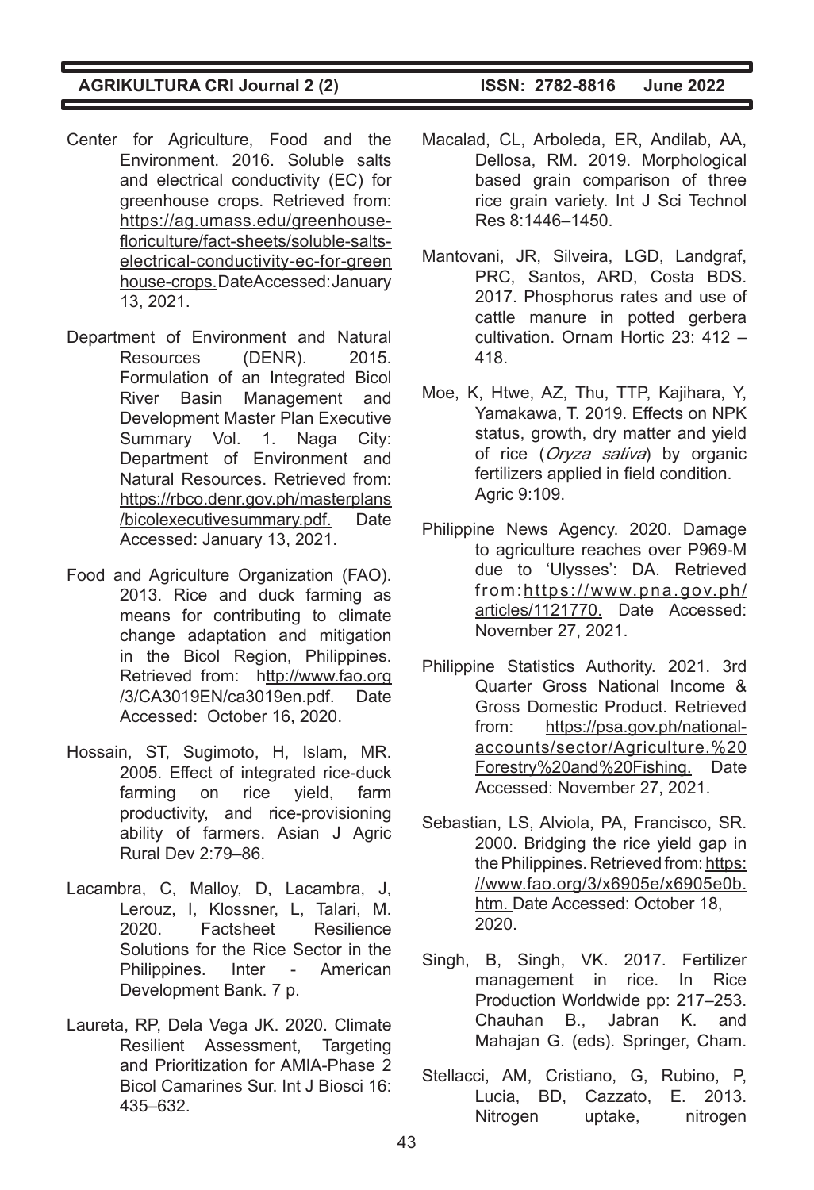Center for Agriculture, Food and the Environment. 2016. Soluble salts and electrical conductivity (EC) for greenhouse crops. Retrieved from: https://ag.umass.edu/greenhouse-floriculture/fact-sheets/soluble-salts-electrical-conductivity-ec-for-greenhouse-crops. DateAccessed: January 13, 2021.

Department of Environment and Natural Resources (DENR). 2015. Formulation of an Integrated Bicol River Basin Management and Development Master Plan Executive Summary Vol. 1. Naga City: Department of Environment and Natural Resources. Retrieved from: https://rbco.denr.gov.ph/masterplans/bicolexecutivesummary.pdf. Date Accessed: January 13, 2021.

Food and Agriculture Organization (FAO). 2013. Rice and duck farming as means for contributing to climate change adaptation and mitigation in the Bicol Region, Philippines. Retrieved from: http://www.fao.org/3/CA3019EN/ca3019en.pdf. Date Accessed: October 16, 2020.

Hossain, ST, Sugimoto, H, Islam, MR. 2005. Effect of integrated rice-duck farming on rice yield, farm productivity, and rice-provisioning ability of farmers. Asian J Agric Rural Dev 2:79–86.

Lacambra, C, Malloy, D, Lacambra, J, Lerouz, I, Klossner, L, Talari, M. 2020. Factsheet Resilience Solutions for the Rice Sector in the Philippines. Inter - American Development Bank. 7 p.

Laureta, RP, Dela Vega JK. 2020. Climate Resilient Assessment, Targeting and Prioritization for AMIA-Phase 2 Bicol Camarines Sur. Int J Biosci 16: 435–632.

Macalad, CL, Arboleda, ER, Andilab, AA, Dellosa, RM. 2019. Morphological based grain comparison of three rice grain variety. Int J Sci Technol Res 8:1446–1450.

Mantovani, JR, Silveira, LGD, Landgraf, PRC, Santos, ARD, Costa BDS. 2017. Phosphorus rates and use of cattle manure in potted gerbera cultivation. Ornam Hortic 23: 412 – 418.

Moe, K, Htwe, AZ, Thu, TTP, Kajihara, Y, Yamakawa, T. 2019. Effects on NPK status, growth, dry matter and yield of rice (*Oryza sativa*) by organic fertilizers applied in field condition. Agric 9:109.

Philippine News Agency. 2020. Damage to agriculture reaches over P969-M due to 'Ulysses': DA. Retrieved from: https://www.pna.gov.ph/articles/1121770. Date Accessed: November 27, 2021.

Philippine Statistics Authority. 2021. 3rd Quarter Gross National Income & Gross Domestic Product. Retrieved from: https://psa.gov.ph/national-accounts/sector/Agriculture,%20Forestry%20and%20Fishing. Date Accessed: November 27, 2021.

Sebastian, LS, Alviola, PA, Francisco, SR. 2000. Bridging the rice yield gap in the Philippines. Retrieved from: https://www.fao.org/3/x6905e/x6905e0b.htm. Date Accessed: October 18, 2020.

Singh, B, Singh, VK. 2017. Fertilizer management in rice. In Rice Production Worldwide pp: 217–253. Chauhan B., Jabran K. and Mahajan G. (eds). Springer, Cham.

Stellacci, AM, Cristiano, G, Rubino, P, Lucia, BD, Cazzato, E. 2013. Nitrogen uptake, nitrogen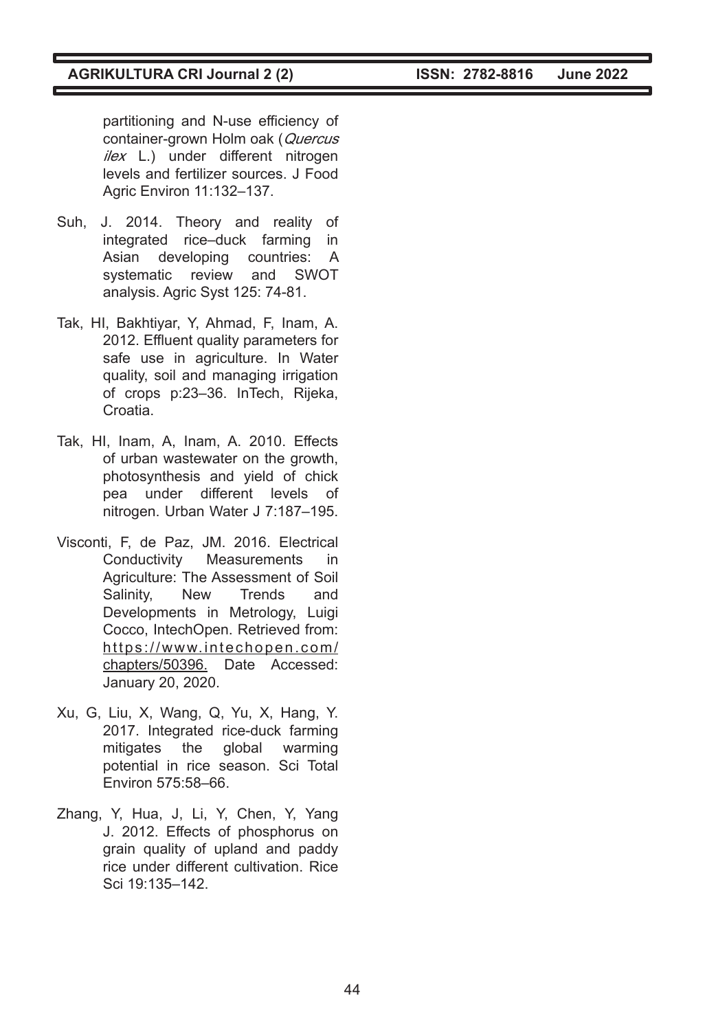partitioning and N-use efficiency of container-grown Holm oak (*Quercus ilex* L.) under different nitrogen levels and fertilizer sources. J Food Agric Environ 11:132–137.

Suh, J. 2014. Theory and reality of integrated rice–duck farming in Asian developing countries: A systematic review and SWOT analysis. Agric Syst 125: 74-81.

Tak, HI, Bakhtiyar, Y, Ahmad, F, Inam, A. 2012. Effluent quality parameters for safe use in agriculture. In Water quality, soil and managing irrigation of crops p:23–36. InTech, Rijeka, Croatia.

Tak, HI, Inam, A, Inam, A. 2010. Effects of urban wastewater on the growth, photosynthesis and yield of chick pea under different levels of nitrogen. Urban Water J 7:187–195.

Visconti, F, de Paz, JM. 2016. Electrical Conductivity Measurements in Agriculture: The Assessment of Soil Salinity, New Trends and Developments in Metrology, Luigi Cocco, IntechOpen. Retrieved from: https://www.intechopen.com/chapters/50396. Date Accessed: January 20, 2020.

Xu, G, Liu, X, Wang, Q, Yu, X, Hang, Y. 2017. Integrated rice-duck farming mitigates the global warming potential in rice season. Sci Total Environ 575:58–66.

Zhang, Y, Hua, J, Li, Y, Chen, Y, Yang J. 2012. Effects of phosphorus on grain quality of upland and paddy rice under different cultivation. Rice Sci 19:135–142.